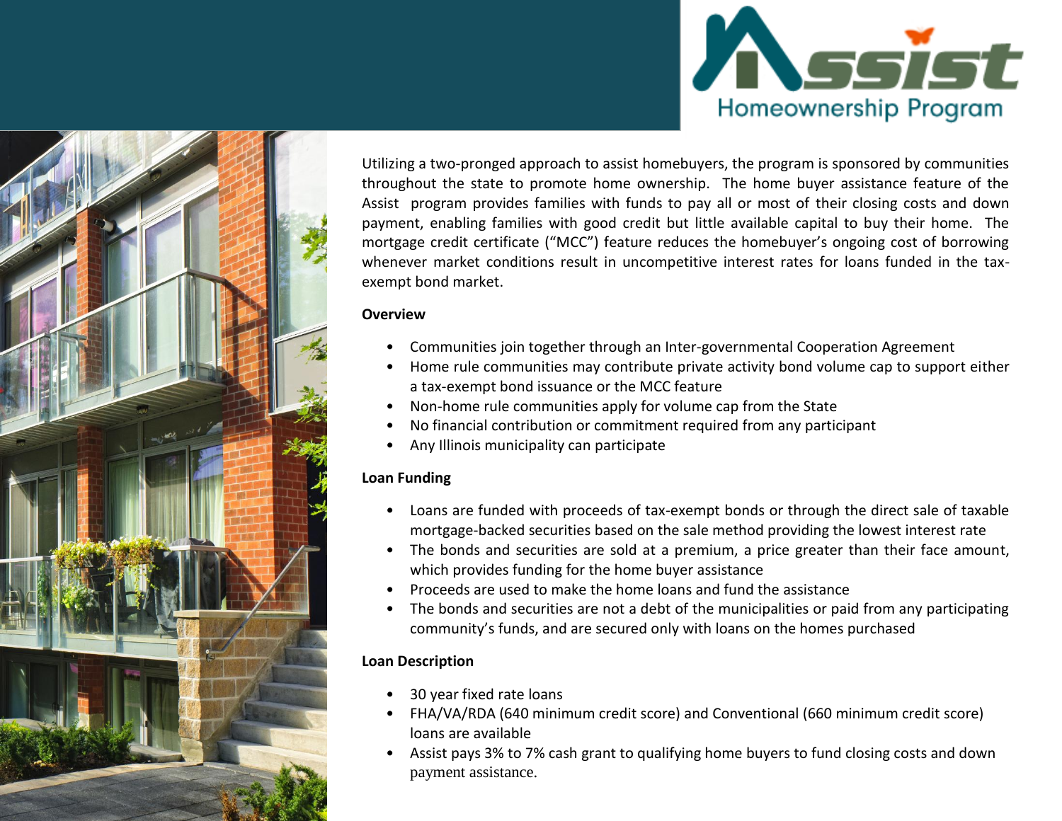# Assist

## Homeownership Program

Utilizing a two-pronged approach to assist homebuyers, the program is sponsored by communities throughout the state to promote home ownership. The home buyer assistance feature of the Assist program provides families with funds to pay all or most of their closing costs and down payment, enabling families with good credit but little available capital to buy their home. The mortgage credit certificate ("MCC") feature reduces the homebuyer's ongoing cost of borrowing whenever market conditions result in uncompetitive interest rates for loans funded in the tax-exempt bond market.

**Overview**

- Communities join together through an Inter-governmental Cooperation Agreement
- Home rule communities may contribute private activity bond volume cap to support either a tax-exempt bond issuance or the MCC feature
- Non-home rule communities apply for volume cap from the State
- No financial contribution or commitment required from any participant
- Any Illinois municipality can participate

**Loan Funding**

- Loans are funded with proceeds of tax-exempt bonds or through the direct sale of taxable mortgage-backed securities based on the sale method providing the lowest interest rate
- The bonds and securities are sold at a premium, a price greater than their face amount, which provides funding for the home buyer assistance
- Proceeds are used to make the home loans and fund the assistance
- The bonds and securities are not a debt of the municipalities or paid from any participating community's funds, and are secured only with loans on the homes purchased

**Loan Description**

- 30 year fixed rate loans
- FHA/VA/RDA (640 minimum credit score) and Conventional (660 minimum credit score) loans are available
- Assist pays 3% to 7% cash grant to qualifying home buyers to fund closing costs and down payment assistance.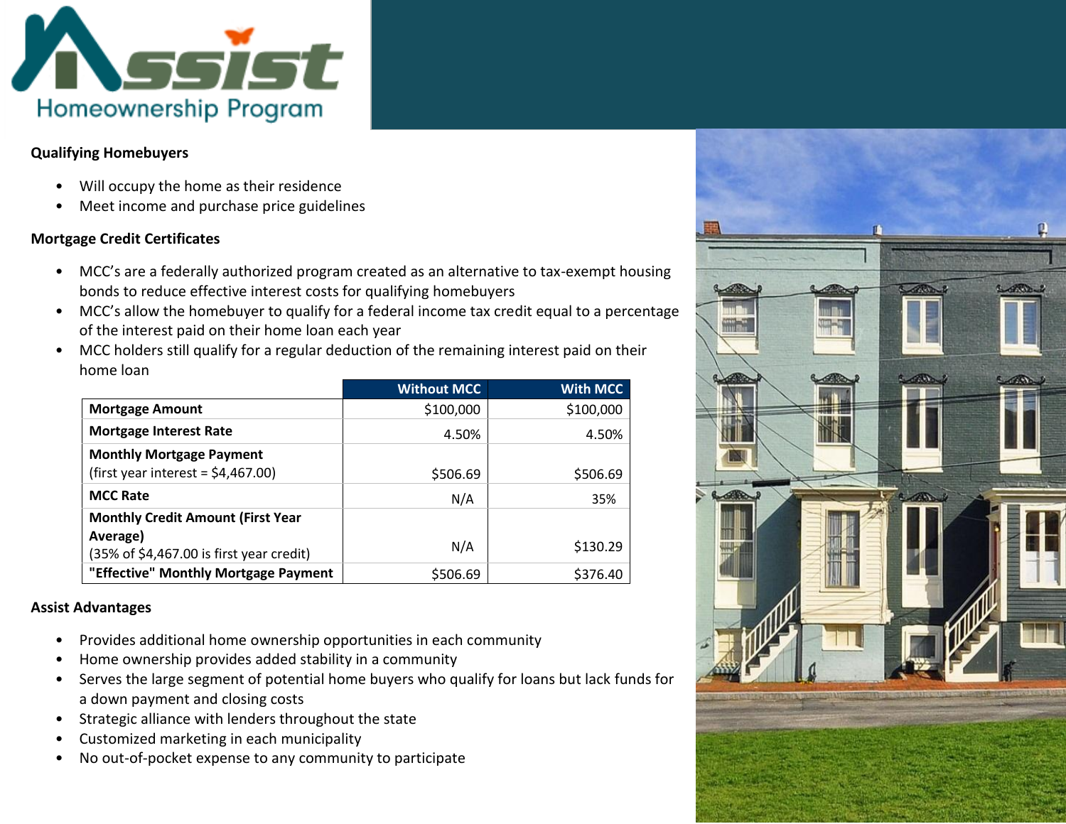## Qualifying Homebuyers

- Will occupy the home as their residence
- Meet income and purchase price guidelines

## Mortgage Credit Certificates

- MCC's are a federally authorized program created as an alternative to tax-exempt housing bonds to reduce effective interest costs for qualifying homebuyers
- MCC's allow the homebuyer to qualify for a federal income tax credit equal to a percentage of the interest paid on their home loan each year
- MCC holders still qualify for a regular deduction of the remaining interest paid on their home loan

| | Without MCC | With MCC |
|---|---|---|
| **Mortgage Amount** | $100,000 | $100,000 |
| **Mortgage Interest Rate** | 4.50% | 4.50% |
| **Monthly Mortgage Payment** (first year interest = $4,467.00) | $506.69 | $506.69 |
| **MCC Rate** | N/A | 35% |
| **Monthly Credit Amount (First Year Average)** (35% of $4,467.00 is first year credit) | N/A | $130.29 |
| **"Effective" Monthly Mortgage Payment** | $506.69 | $376.40 |

## Assist Advantages

- Provides additional home ownership opportunities in each community
- Home ownership provides added stability in a community
- Serves the large segment of potential home buyers who qualify for loans but lack funds for a down payment and closing costs
- Strategic alliance with lenders throughout the state
- Customized marketing in each municipality
- No out-of-pocket expense to any community to participate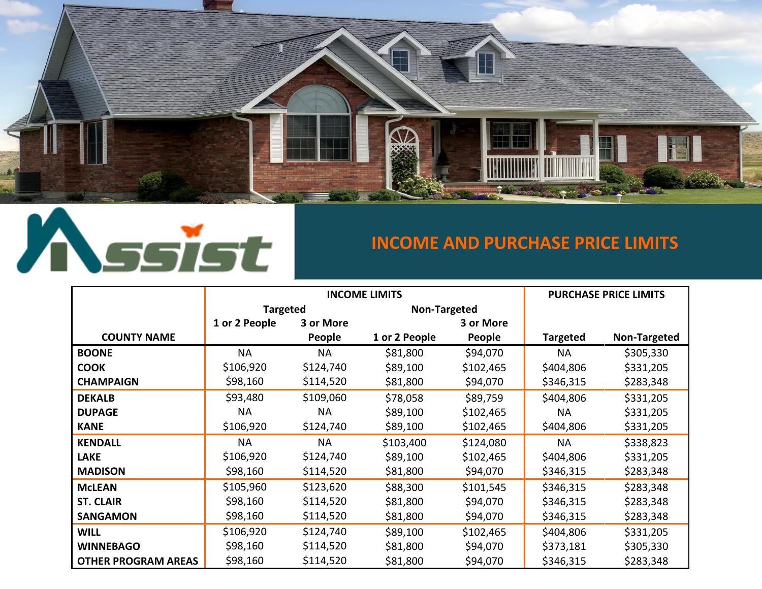Assist

# INCOME AND PURCHASE PRICE LIMITS

| | INCOME LIMITS | | | | PURCHASE PRICE LIMITS | |
|---|---|---|---|---|---|---|
| | Targeted | | Non-Targeted | | | |
| COUNTY NAME | 1 or 2 People | 3 or More People | 1 or 2 People | 3 or More People | Targeted | Non-Targeted |
| BOONE | NA | NA | $81,800 | $94,070 | NA | $305,330 |
| COOK | $106,920 | $124,740 | $89,100 | $102,465 | $404,806 | $331,205 |
| CHAMPAIGN | $98,160 | $114,520 | $81,800 | $94,070 | $346,315 | $283,348 |
| DEKALB | $93,480 | $109,060 | $78,058 | $89,759 | $404,806 | $331,205 |
| DUPAGE | NA | NA | $89,100 | $102,465 | NA | $331,205 |
| KANE | $106,920 | $124,740 | $89,100 | $102,465 | $404,806 | $331,205 |
| KENDALL | NA | NA | $103,400 | $124,080 | NA | $338,823 |
| LAKE | $106,920 | $124,740 | $89,100 | $102,465 | $404,806 | $331,205 |
| MADISON | $98,160 | $114,520 | $81,800 | $94,070 | $346,315 | $283,348 |
| McLEAN | $105,960 | $123,620 | $88,300 | $101,545 | $346,315 | $283,348 |
| ST. CLAIR | $98,160 | $114,520 | $81,800 | $94,070 | $346,315 | $283,348 |
| SANGAMON | $98,160 | $114,520 | $81,800 | $94,070 | $346,315 | $283,348 |
| WILL | $106,920 | $124,740 | $89,100 | $102,465 | $404,806 | $331,205 |
| WINNEBAGO | $98,160 | $114,520 | $81,800 | $94,070 | $373,181 | $305,330 |
| OTHER PROGRAM AREAS | $98,160 | $114,520 | $81,800 | $94,070 | $346,315 | $283,348 |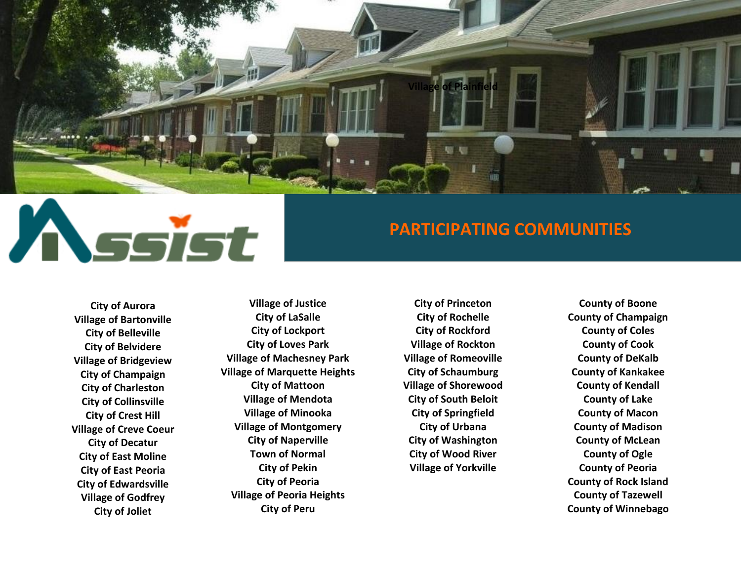Village of Plainfield

Assist

## PARTICIPATING COMMUNITIES

City of Aurora
Village of Bartonville
City of Belleville
City of Belvidere
Village of Bridgeview
City of Champaign
City of Charleston
City of Collinsville
City of Crest Hill
Village of Creve Coeur
City of Decatur
City of East Moline
City of East Peoria
City of Edwardsville
Village of Godfrey
City of Joliet

Village of Justice
City of LaSalle
City of Lockport
City of Loves Park
Village of Machesney Park
Village of Marquette Heights
City of Mattoon
Village of Mendota
Village of Minooka
Village of Montgomery
City of Naperville
Town of Normal
City of Pekin
City of Peoria
Village of Peoria Heights
City of Peru

City of Princeton
City of Rochelle
City of Rockford
Village of Rockton
Village of Romeoville
City of Schaumburg
Village of Shorewood
City of South Beloit
City of Springfield
City of Urbana
City of Washington
City of Wood River
Village of Yorkville

County of Boone
County of Champaign
County of Coles
County of Cook
County of DeKalb
County of Kankakee
County of Kendall
County of Lake
County of Macon
County of Madison
County of McLean
County of Ogle
County of Peoria
County of Rock Island
County of Tazewell
County of Winnebago